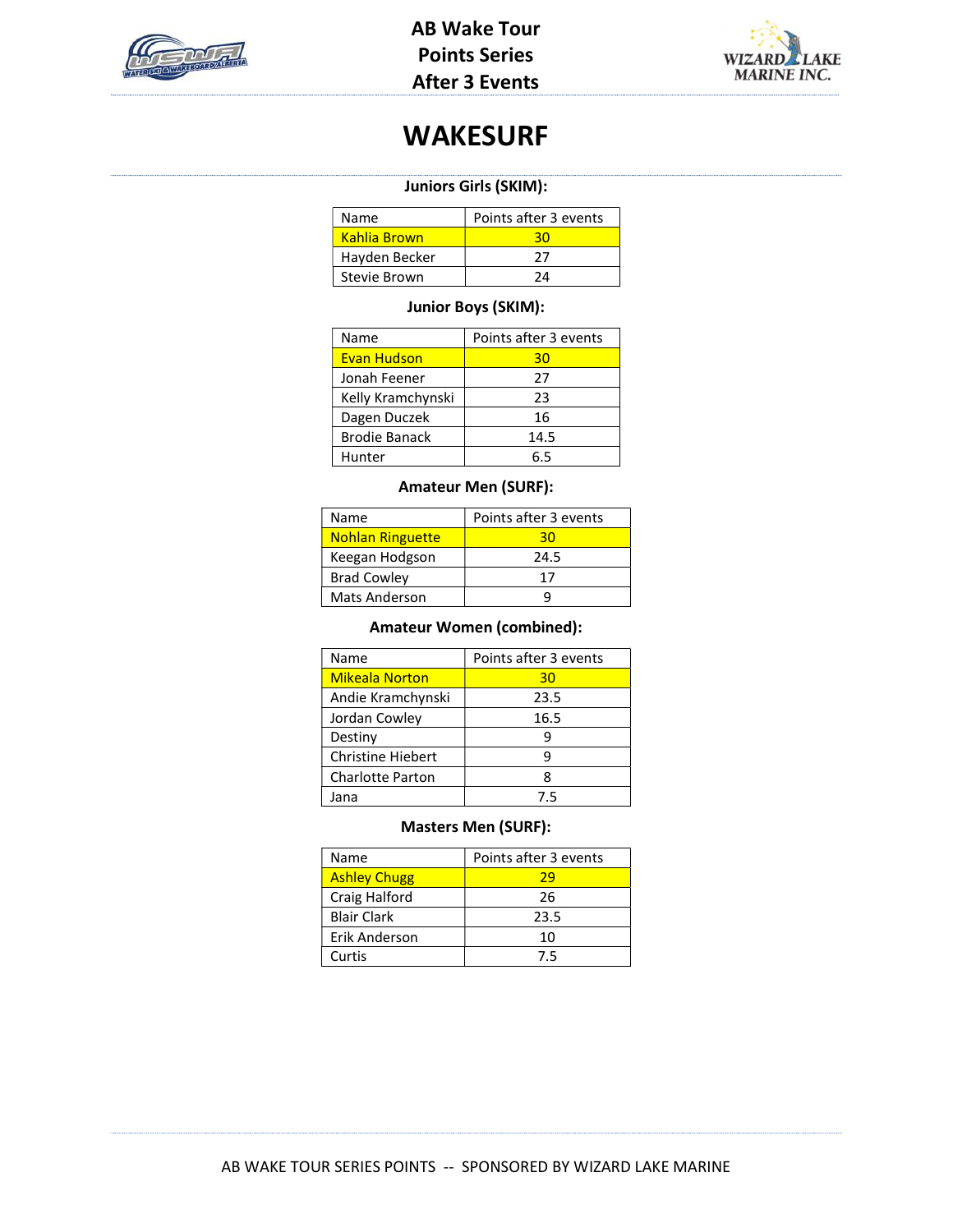# AB Wake Tour
# Points Series
# After 3 Events

## WAKESURF

### Juniors Girls (SKIM):

| Name | Points after 3 events |
|---|---|
| Kahlia Brown | 30 |
| Hayden Becker | 27 |
| Stevie Brown | 24 |

### Junior Boys (SKIM):

| Name | Points after 3 events |
|---|---|
| Evan Hudson | 30 |
| Jonah Feener | 27 |
| Kelly Kramchynski | 23 |
| Dagen Duczek | 16 |
| Brodie Banack | 14.5 |
| Hunter | 6.5 |

### Amateur Men (SURF):

| Name | Points after 3 events |
|---|---|
| Nohlan Ringuette | 30 |
| Keegan Hodgson | 24.5 |
| Brad Cowley | 17 |
| Mats Anderson | 9 |

### Amateur Women (combined):

| Name | Points after 3 events |
|---|---|
| Mikeala Norton | 30 |
| Andie Kramchynski | 23.5 |
| Jordan Cowley | 16.5 |
| Destiny | 9 |
| Christine Hiebert | 9 |
| Charlotte Parton | 8 |
| Jana | 7.5 |

### Masters Men (SURF):

| Name | Points after 3 events |
|---|---|
| Ashley Chugg | 29 |
| Craig Halford | 26 |
| Blair Clark | 23.5 |
| Erik Anderson | 10 |
| Curtis | 7.5 |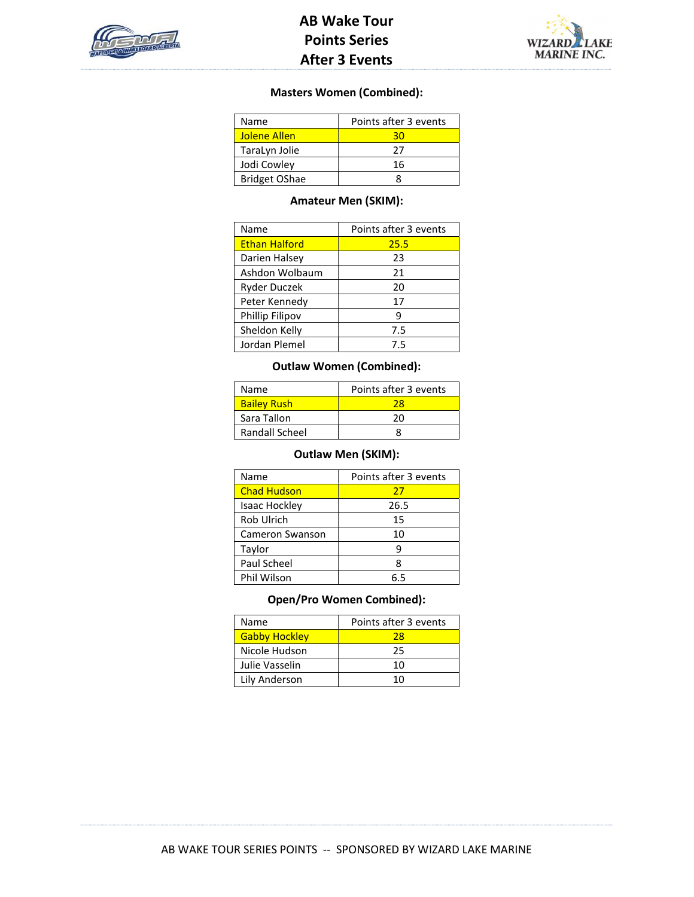# AB Wake Tour
# Points Series
# After 3 Events

### Masters Women (Combined):

| Name | Points after 3 events |
|---|---|
| Jolene Allen | 30 |
| TaraLyn Jolie | 27 |
| Jodi Cowley | 16 |
| Bridget OShae | 8 |

### Amateur Men (SKIM):

| Name | Points after 3 events |
|---|---|
| Ethan Halford | 25.5 |
| Darien Halsey | 23 |
| Ashdon Wolbaum | 21 |
| Ryder Duczek | 20 |
| Peter Kennedy | 17 |
| Phillip Filipov | 9 |
| Sheldon Kelly | 7.5 |
| Jordan Plemel | 7.5 |

### Outlaw Women (Combined):

| Name | Points after 3 events |
|---|---|
| Bailey Rush | 28 |
| Sara Tallon | 20 |
| Randall Scheel | 8 |

### Outlaw Men (SKIM):

| Name | Points after 3 events |
|---|---|
| Chad Hudson | 27 |
| Isaac Hockley | 26.5 |
| Rob Ulrich | 15 |
| Cameron Swanson | 10 |
| Taylor | 9 |
| Paul Scheel | 8 |
| Phil Wilson | 6.5 |

### Open/Pro Women Combined):

| Name | Points after 3 events |
|---|---|
| Gabby Hockley | 28 |
| Nicole Hudson | 25 |
| Julie Vasselin | 10 |
| Lily Anderson | 10 |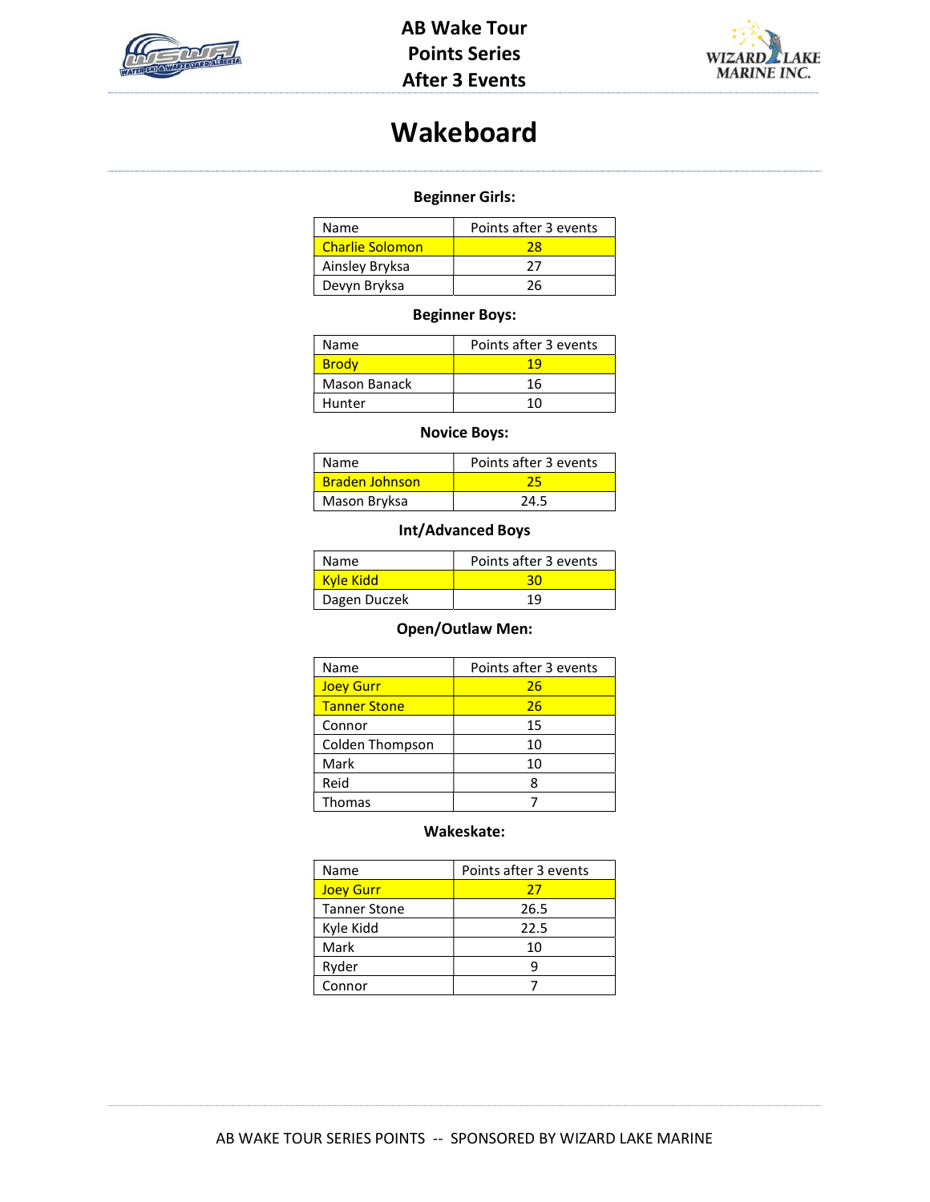# AB Wake Tour
# Points Series
# After 3 Events

## Wakeboard

### Beginner Girls:

| Name | Points after 3 events |
|---|---|
| Charlie Solomon | 28 |
| Ainsley Bryksa | 27 |
| Devyn Bryksa | 26 |

### Beginner Boys:

| Name | Points after 3 events |
|---|---|
| Brody | 19 |
| Mason Banack | 16 |
| Hunter | 10 |

### Novice Boys:

| Name | Points after 3 events |
|---|---|
| Braden Johnson | 25 |
| Mason Bryksa | 24.5 |

### Int/Advanced Boys

| Name | Points after 3 events |
|---|---|
| Kyle Kidd | 30 |
| Dagen Duczek | 19 |

### Open/Outlaw Men:

| Name | Points after 3 events |
|---|---|
| Joey Gurr | 26 |
| Tanner Stone | 26 |
| Connor | 15 |
| Colden Thompson | 10 |
| Mark | 10 |
| Reid | 8 |
| Thomas | 7 |

### Wakeskate:

| Name | Points after 3 events |
|---|---|
| Joey Gurr | 27 |
| Tanner Stone | 26.5 |
| Kyle Kidd | 22.5 |
| Mark | 10 |
| Ryder | 9 |
| Connor | 7 |

AB WAKE TOUR SERIES POINTS -- SPONSORED BY WIZARD LAKE MARINE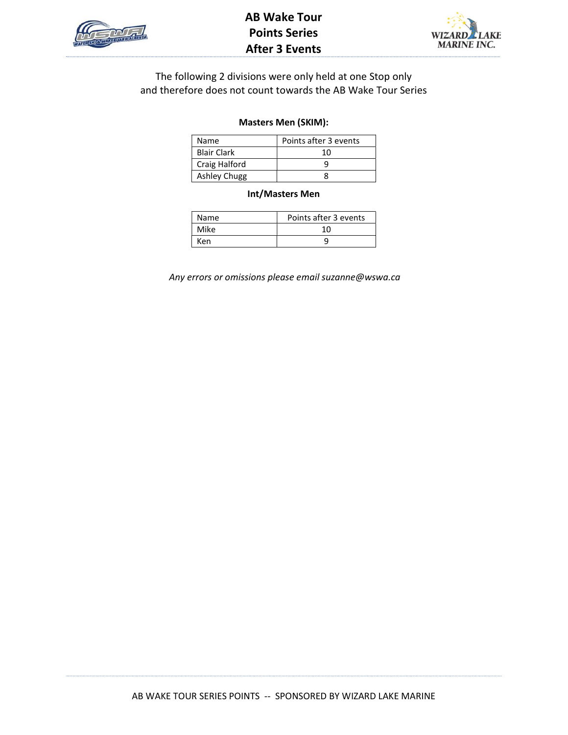# AB Wake Tour
# Points Series
# After 3 Events

The following 2 divisions were only held at one Stop only
and therefore does not count towards the AB Wake Tour Series

### Masters Men (SKIM):

| Name | Points after 3 events |
|---|---|
| Blair Clark | 10 |
| Craig Halford | 9 |
| Ashley Chugg | 8 |

### Int/Masters Men

| Name | Points after 3 events |
|---|---|
| Mike | 10 |
| Ken | 9 |

*Any errors or omissions please email suzanne@wswa.ca*